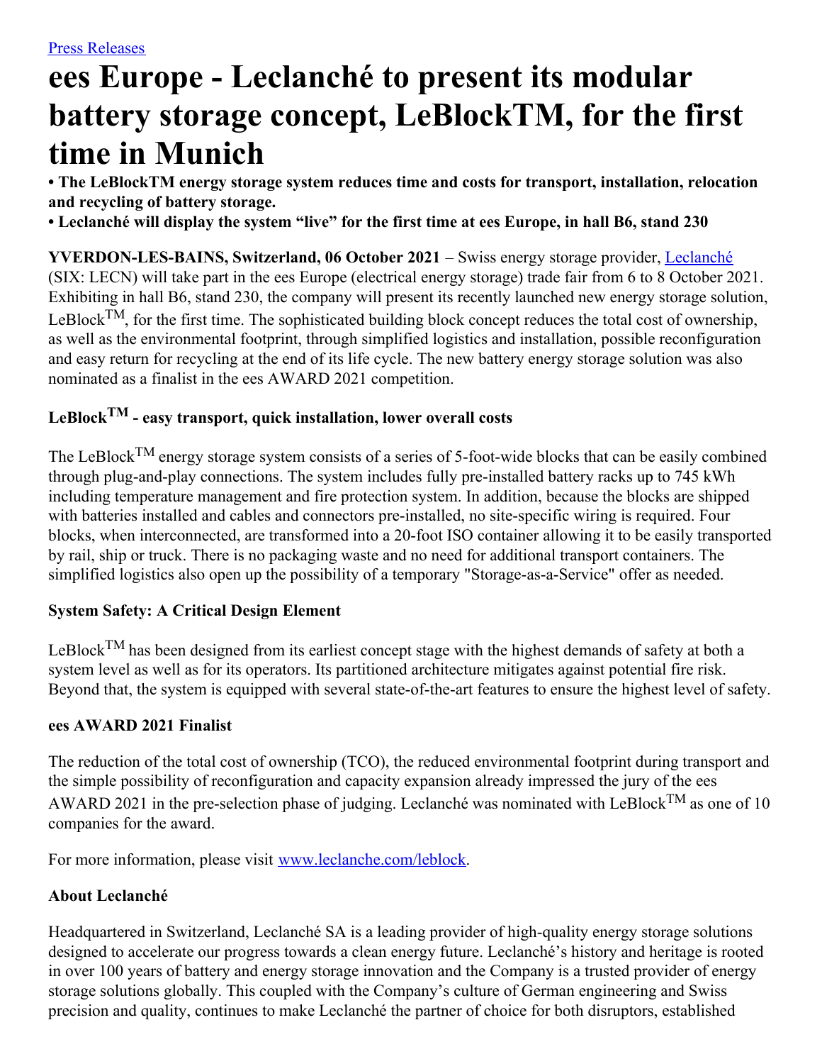[Press Releases](#)

# ees Europe - Leclanché to present its modular battery storage concept, LeBlockTM, for the first time in Munich

**• The LeBlockTM energy storage system reduces time and costs for transport, installation, relocation and recycling of battery storage.**
**• Leclanché will display the system "live" for the first time at ees Europe, in hall B6, stand 230**

**YVERDON-LES-BAINS, Switzerland, 06 October 2021** – Swiss energy storage provider, [Leclanché](#) (SIX: LECN) will take part in the ees Europe (electrical energy storage) trade fair from 6 to 8 October 2021. Exhibiting in hall B6, stand 230, the company will present its recently launched new energy storage solution, LeBlock$^{TM}$, for the first time. The sophisticated building block concept reduces the total cost of ownership, as well as the environmental footprint, through simplified logistics and installation, possible reconfiguration and easy return for recycling at the end of its life cycle. The new battery energy storage solution was also nominated as a finalist in the ees AWARD 2021 competition.

### LeBlock$^{TM}$ - easy transport, quick installation, lower overall costs

The LeBlock$^{TM}$ energy storage system consists of a series of 5-foot-wide blocks that can be easily combined through plug-and-play connections. The system includes fully pre-installed battery racks up to 745 kWh including temperature management and fire protection system. In addition, because the blocks are shipped with batteries installed and cables and connectors pre-installed, no site-specific wiring is required. Four blocks, when interconnected, are transformed into a 20-foot ISO container allowing it to be easily transported by rail, ship or truck. There is no packaging waste and no need for additional transport containers. The simplified logistics also open up the possibility of a temporary "Storage-as-a-Service" offer as needed.

### System Safety: A Critical Design Element

LeBlock$^{TM}$ has been designed from its earliest concept stage with the highest demands of safety at both a system level as well as for its operators. Its partitioned architecture mitigates against potential fire risk. Beyond that, the system is equipped with several state-of-the-art features to ensure the highest level of safety.

### ees AWARD 2021 Finalist

The reduction of the total cost of ownership (TCO), the reduced environmental footprint during transport and the simple possibility of reconfiguration and capacity expansion already impressed the jury of the ees AWARD 2021 in the pre-selection phase of judging. Leclanché was nominated with LeBlock$^{TM}$ as one of 10 companies for the award.

For more information, please visit [www.leclanche.com/leblock](www.leclanche.com/leblock).

### About Leclanché

Headquartered in Switzerland, Leclanché SA is a leading provider of high-quality energy storage solutions designed to accelerate our progress towards a clean energy future. Leclanché's history and heritage is rooted in over 100 years of battery and energy storage innovation and the Company is a trusted provider of energy storage solutions globally. This coupled with the Company's culture of German engineering and Swiss precision and quality, continues to make Leclanché the partner of choice for both disruptors, established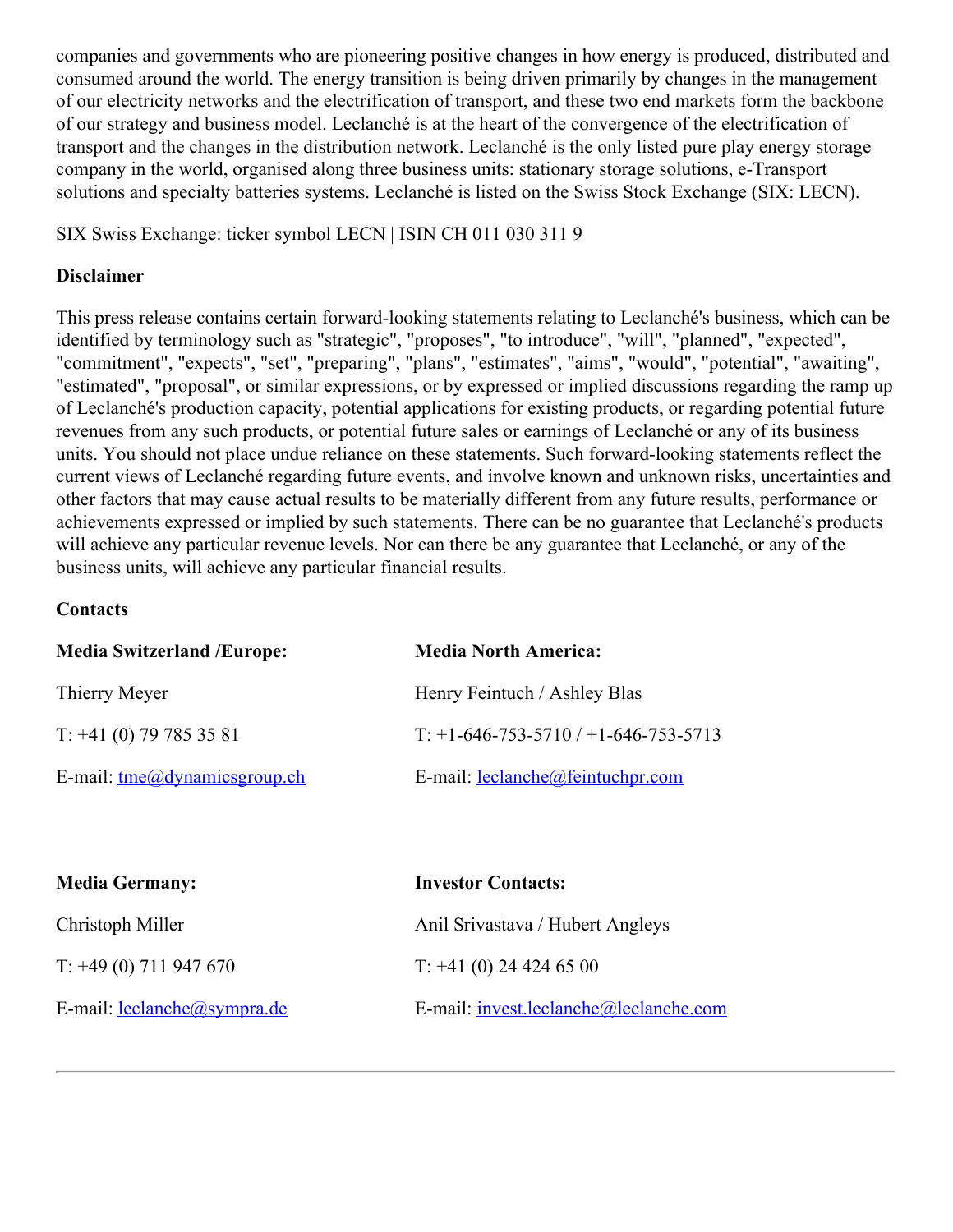companies and governments who are pioneering positive changes in how energy is produced, distributed and consumed around the world. The energy transition is being driven primarily by changes in the management of our electricity networks and the electrification of transport, and these two end markets form the backbone of our strategy and business model. Leclanché is at the heart of the convergence of the electrification of transport and the changes in the distribution network. Leclanché is the only listed pure play energy storage company in the world, organised along three business units: stationary storage solutions, e-Transport solutions and specialty batteries systems. Leclanché is listed on the Swiss Stock Exchange (SIX: LECN).

SIX Swiss Exchange: ticker symbol LECN | ISIN CH 011 030 311 9

**Disclaimer**

This press release contains certain forward-looking statements relating to Leclanché's business, which can be identified by terminology such as "strategic", "proposes", "to introduce", "will", "planned", "expected", "commitment", "expects", "set", "preparing", "plans", "estimates", "aims", "would", "potential", "awaiting", "estimated", "proposal", or similar expressions, or by expressed or implied discussions regarding the ramp up of Leclanché's production capacity, potential applications for existing products, or regarding potential future revenues from any such products, or potential future sales or earnings of Leclanché or any of its business units. You should not place undue reliance on these statements. Such forward-looking statements reflect the current views of Leclanché regarding future events, and involve known and unknown risks, uncertainties and other factors that may cause actual results to be materially different from any future results, performance or achievements expressed or implied by such statements. There can be no guarantee that Leclanché's products will achieve any particular revenue levels. Nor can there be any guarantee that Leclanché, or any of the business units, will achieve any particular financial results.

**Contacts**

**Media Switzerland /Europe:**

Thierry Meyer

T: +41 (0) 79 785 35 81

E-mail: tme@dynamicsgroup.ch

**Media North America:**

Henry Feintuch / Ashley Blas

T: +1-646-753-5710 / +1-646-753-5713

E-mail: leclanche@feintuchpr.com

**Media Germany:**

Christoph Miller

T: +49 (0) 711 947 670

E-mail: leclanche@sympra.de

**Investor Contacts:**

Anil Srivastava / Hubert Angleys

T: +41 (0) 24 424 65 00

E-mail: invest.leclanche@leclanche.com